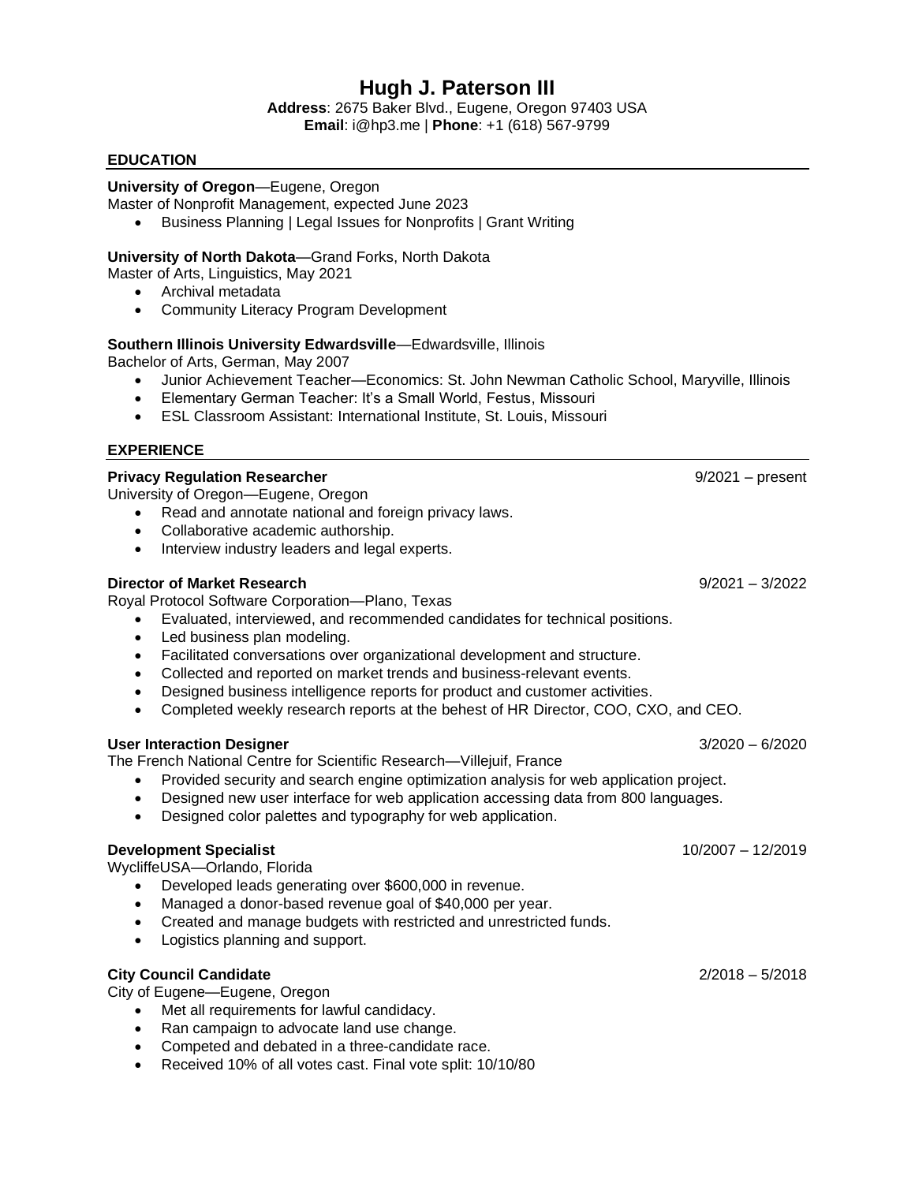# Hugh J. Paterson III

**Address**: 2675 Baker Blvd., Eugene, Oregon 97403 USA
**Email**: i@hp3.me | **Phone**: +1 (618) 567-9799

## EDUCATION

**University of Oregon**—Eugene, Oregon
Master of Nonprofit Management, expected June 2023

- Business Planning | Legal Issues for Nonprofits | Grant Writing

**University of North Dakota**—Grand Forks, North Dakota
Master of Arts, Linguistics, May 2021

- Archival metadata
- Community Literacy Program Development

**Southern Illinois University Edwardsville**—Edwardsville, Illinois
Bachelor of Arts, German, May 2007

- Junior Achievement Teacher—Economics: St. John Newman Catholic School, Maryville, Illinois
- Elementary German Teacher: It's a Small World, Festus, Missouri
- ESL Classroom Assistant: International Institute, St. Louis, Missouri

## EXPERIENCE

**Privacy Regulation Researcher** 9/2021 – present
University of Oregon—Eugene, Oregon

- Read and annotate national and foreign privacy laws.
- Collaborative academic authorship.
- Interview industry leaders and legal experts.

**Director of Market Research** 9/2021 – 3/2022
Royal Protocol Software Corporation—Plano, Texas

- Evaluated, interviewed, and recommended candidates for technical positions.
- Led business plan modeling.
- Facilitated conversations over organizational development and structure.
- Collected and reported on market trends and business-relevant events.
- Designed business intelligence reports for product and customer activities.
- Completed weekly research reports at the behest of HR Director, COO, CXO, and CEO.

**User Interaction Designer** 3/2020 – 6/2020
The French National Centre for Scientific Research—Villejuif, France

- Provided security and search engine optimization analysis for web application project.
- Designed new user interface for web application accessing data from 800 languages.
- Designed color palettes and typography for web application.

**Development Specialist** 10/2007 – 12/2019
WycliffeUSA—Orlando, Florida

- Developed leads generating over $600,000 in revenue.
- Managed a donor-based revenue goal of $40,000 per year.
- Created and manage budgets with restricted and unrestricted funds.
- Logistics planning and support.

**City Council Candidate** 2/2018 – 5/2018
City of Eugene—Eugene, Oregon

- Met all requirements for lawful candidacy.
- Ran campaign to advocate land use change.
- Competed and debated in a three-candidate race.
- Received 10% of all votes cast. Final vote split: 10/10/80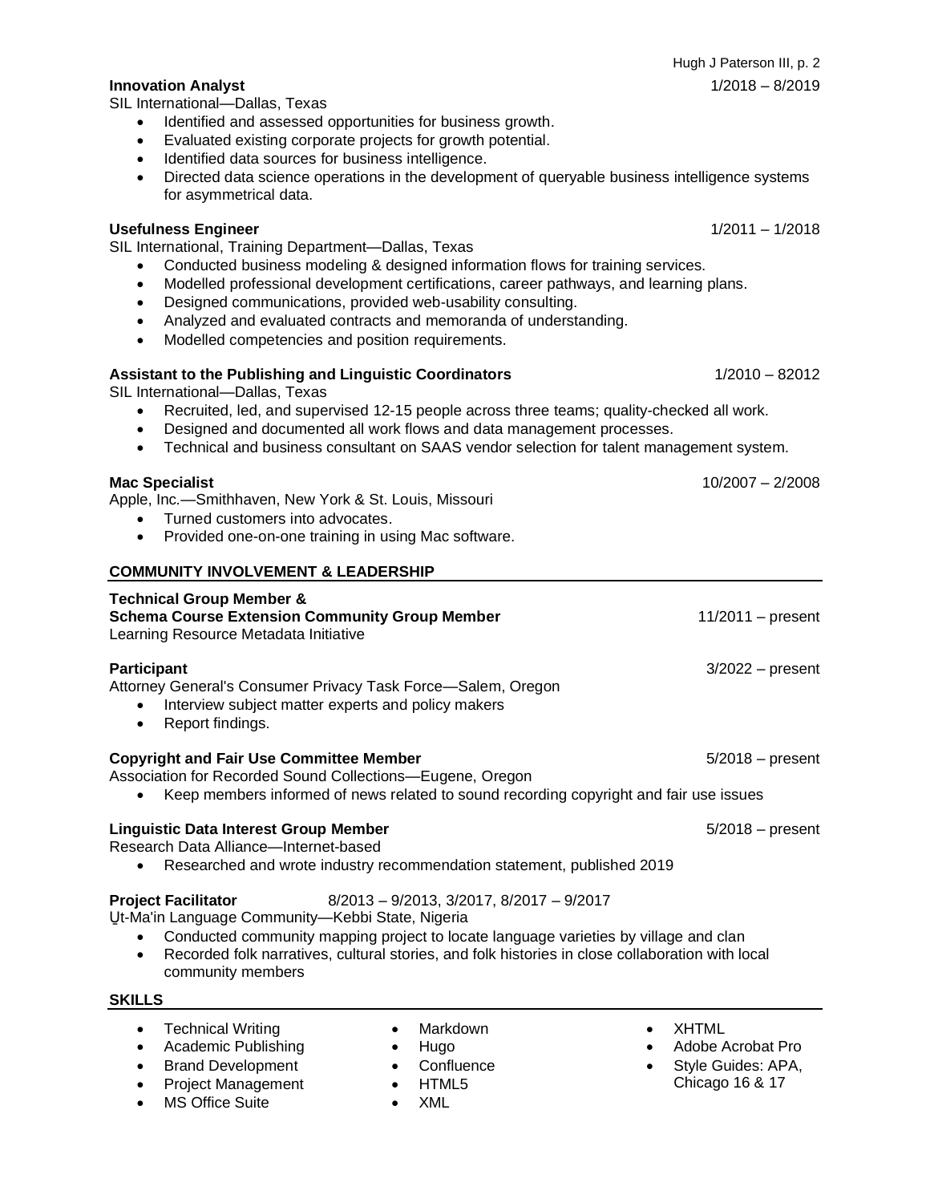**Innovation Analyst** 1/2018 – 8/2019

SIL International—Dallas, Texas

- Identified and assessed opportunities for business growth.
- Evaluated existing corporate projects for growth potential.
- Identified data sources for business intelligence.
- Directed data science operations in the development of queryable business intelligence systems for asymmetrical data.

**Usefulness Engineer** 1/2011 – 1/2018

SIL International, Training Department—Dallas, Texas

- Conducted business modeling & designed information flows for training services.
- Modelled professional development certifications, career pathways, and learning plans.
- Designed communications, provided web-usability consulting.
- Analyzed and evaluated contracts and memoranda of understanding.
- Modelled competencies and position requirements.

**Assistant to the Publishing and Linguistic Coordinators** 1/2010 – 82012

SIL International—Dallas, Texas

- Recruited, led, and supervised 12-15 people across three teams; quality-checked all work.
- Designed and documented all work flows and data management processes.
- Technical and business consultant on SAAS vendor selection for talent management system.

**Mac Specialist** 10/2007 – 2/2008

Apple, Inc.—Smithhaven, New York & St. Louis, Missouri

- Turned customers into advocates.
- Provided one-on-one training in using Mac software.

## COMMUNITY INVOLVEMENT & LEADERSHIP

**Technical Group Member &**
**Schema Course Extension Community Group Member** 11/2011 – present

Learning Resource Metadata Initiative

**Participant** 3/2022 – present

Attorney General's Consumer Privacy Task Force—Salem, Oregon

- Interview subject matter experts and policy makers
- Report findings.

**Copyright and Fair Use Committee Member** 5/2018 – present

Association for Recorded Sound Collections—Eugene, Oregon

- Keep members informed of news related to sound recording copyright and fair use issues

**Linguistic Data Interest Group Member** 5/2018 – present

Research Data Alliance—Internet-based

- Researched and wrote industry recommendation statement, published 2019

**Project Facilitator** 8/2013 – 9/2013, 3/2017, 8/2017 – 9/2017

U̱t-Ma'in Language Community—Kebbi State, Nigeria

- Conducted community mapping project to locate language varieties by village and clan
- Recorded folk narratives, cultural stories, and folk histories in close collaboration with local community members

## SKILLS

- Technical Writing
- Academic Publishing
- Brand Development
- Project Management
- MS Office Suite
- Markdown
- Hugo
- Confluence
- HTML5
- XML
- XHTML
- Adobe Acrobat Pro
- Style Guides: APA, Chicago 16 & 17